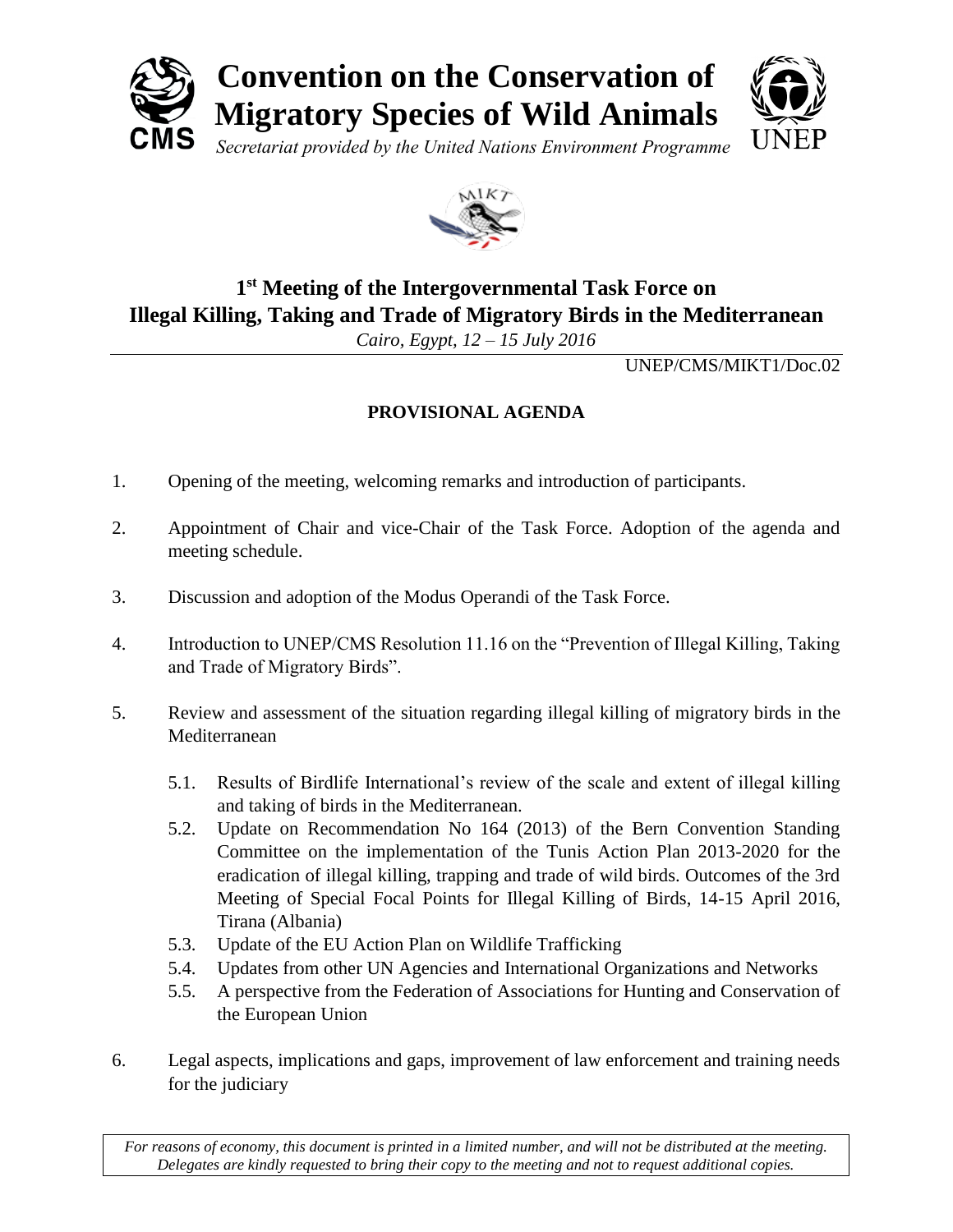# Convention on the Conservation of Migratory Species of Wild Animals

*Secretariat provided by the United Nations Environment Programme*

## 1st Meeting of the Intergovernmental Task Force on Illegal Killing, Taking and Trade of Migratory Birds in the Mediterranean

*Cairo, Egypt, 12 – 15 July 2016*

UNEP/CMS/MIKT1/Doc.02

### PROVISIONAL AGENDA

1. Opening of the meeting, welcoming remarks and introduction of participants.
2. Appointment of Chair and vice-Chair of the Task Force. Adoption of the agenda and meeting schedule.
3. Discussion and adoption of the Modus Operandi of the Task Force.
4. Introduction to UNEP/CMS Resolution 11.16 on the "Prevention of Illegal Killing, Taking and Trade of Migratory Birds".
5. Review and assessment of the situation regarding illegal killing of migratory birds in the Mediterranean
   - 5.1. Results of Birdlife International's review of the scale and extent of illegal killing and taking of birds in the Mediterranean.
   - 5.2. Update on Recommendation No 164 (2013) of the Bern Convention Standing Committee on the implementation of the Tunis Action Plan 2013-2020 for the eradication of illegal killing, trapping and trade of wild birds. Outcomes of the 3rd Meeting of Special Focal Points for Illegal Killing of Birds, 14-15 April 2016, Tirana (Albania)
   - 5.3. Update of the EU Action Plan on Wildlife Trafficking
   - 5.4. Updates from other UN Agencies and International Organizations and Networks
   - 5.5. A perspective from the Federation of Associations for Hunting and Conservation of the European Union
6. Legal aspects, implications and gaps, improvement of law enforcement and training needs for the judiciary

*For reasons of economy, this document is printed in a limited number, and will not be distributed at the meeting. Delegates are kindly requested to bring their copy to the meeting and not to request additional copies.*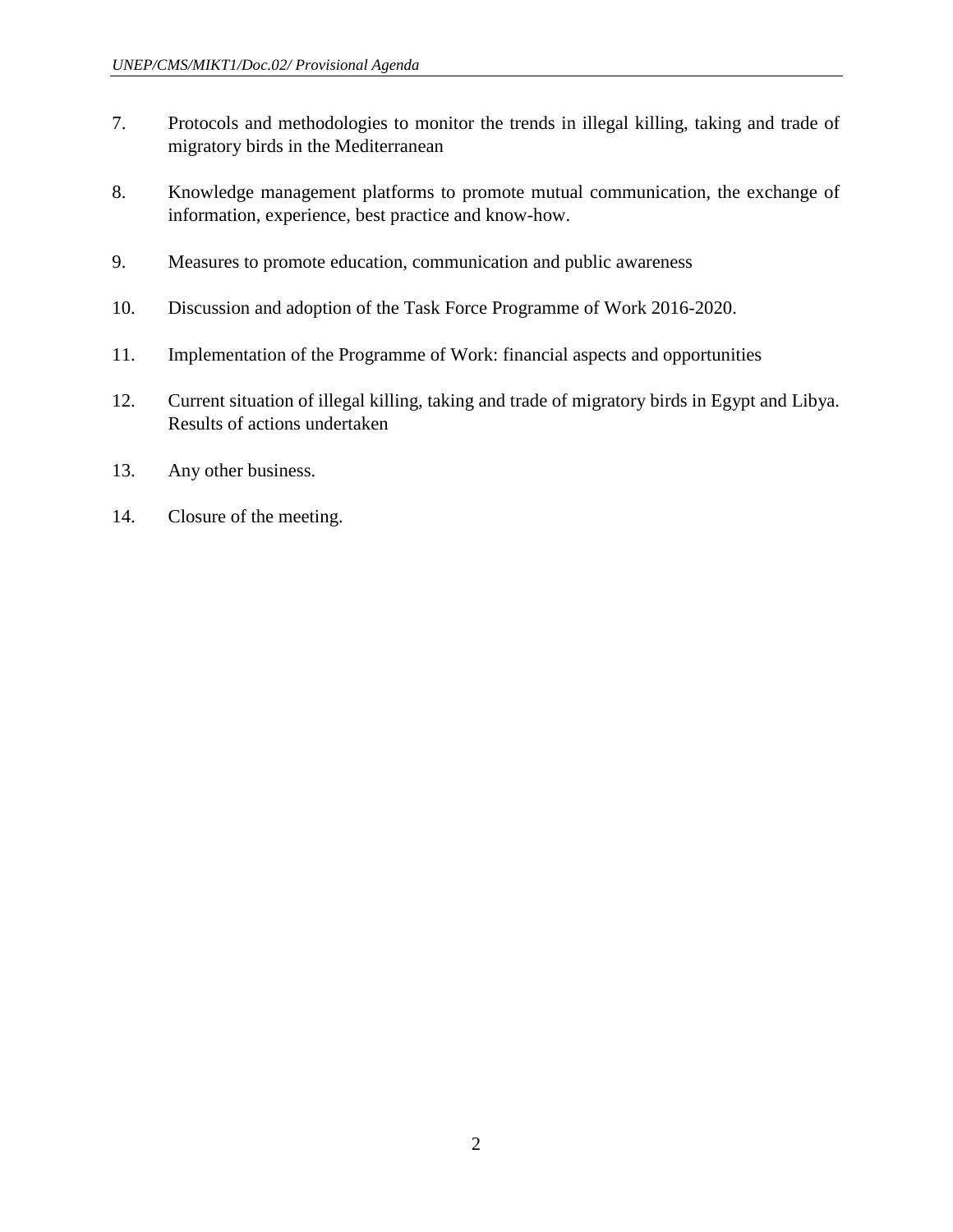7. Protocols and methodologies to monitor the trends in illegal killing, taking and trade of migratory birds in the Mediterranean

8. Knowledge management platforms to promote mutual communication, the exchange of information, experience, best practice and know-how.

9. Measures to promote education, communication and public awareness

10. Discussion and adoption of the Task Force Programme of Work 2016-2020.

11. Implementation of the Programme of Work: financial aspects and opportunities

12. Current situation of illegal killing, taking and trade of migratory birds in Egypt and Libya. Results of actions undertaken

13. Any other business.

14. Closure of the meeting.